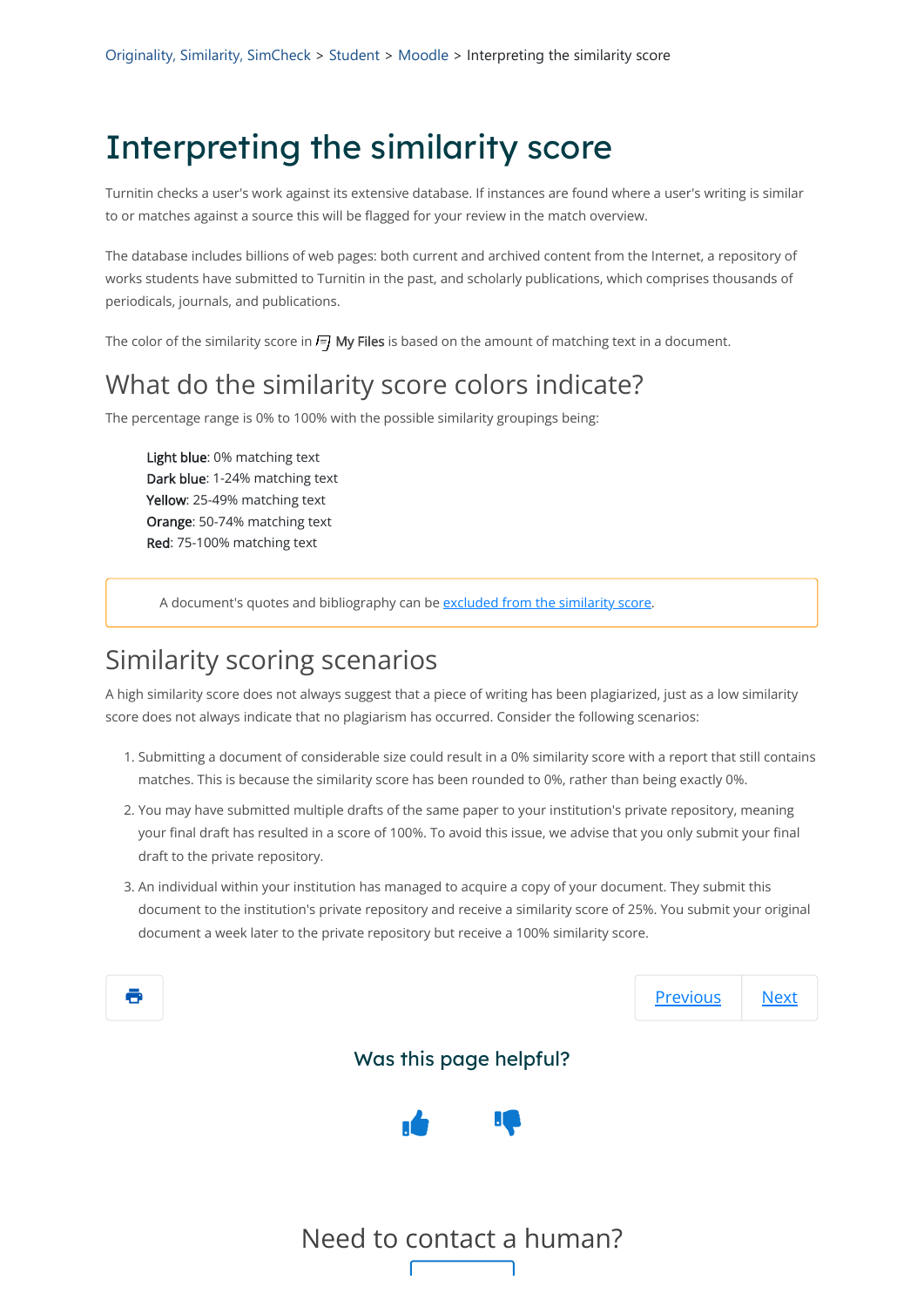Originality, Similarity, SimCheck > Student > Moodle > Interpreting the similarity score

# Interpreting the similarity score

Turnitin checks a user's work against its extensive database. If instances are found where a user's writing is similar to or matches against a source this will be flagged for your review in the match overview.

The database includes billions of web pages: both current and archived content from the Internet, a repository of works students have submitted to Turnitin in the past, and scholarly publications, which comprises thousands of periodicals, journals, and publications.

The color of the similarity score in **My Files** is based on the amount of matching text in a document.

## What do the similarity score colors indicate?

The percentage range is 0% to 100% with the possible similarity groupings being:

**Light blue**: 0% matching text
**Dark blue**: 1-24% matching text
**Yellow**: 25-49% matching text
**Orange**: 50-74% matching text
**Red**: 75-100% matching text

A document's quotes and bibliography can be excluded from the similarity score.

## Similarity scoring scenarios

A high similarity score does not always suggest that a piece of writing has been plagiarized, just as a low similarity score does not always indicate that no plagiarism has occurred. Consider the following scenarios:

1. Submitting a document of considerable size could result in a 0% similarity score with a report that still contains matches. This is because the similarity score has been rounded to 0%, rather than being exactly 0%.
2. You may have submitted multiple drafts of the same paper to your institution's private repository, meaning your final draft has resulted in a score of 100%. To avoid this issue, we advise that you only submit your final draft to the private repository.
3. An individual within your institution has managed to acquire a copy of your document. They submit this document to the institution's private repository and receive a similarity score of 25%. You submit your original document a week later to the private repository but receive a 100% similarity score.

Previous Next

Was this page helpful?

Need to contact a human?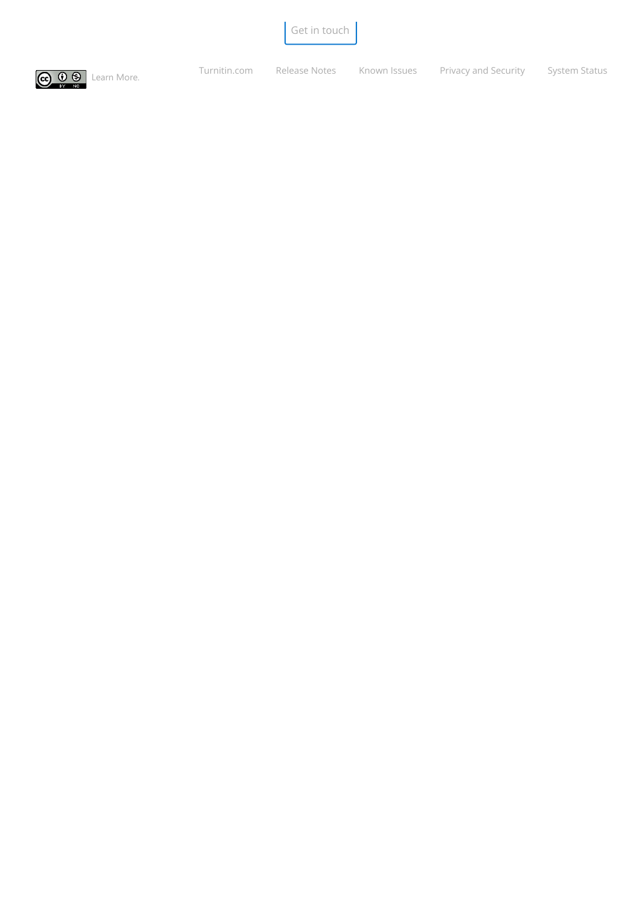Get in touch

Learn More.

Turnitin.com Release Notes Known Issues Privacy and Security System Status